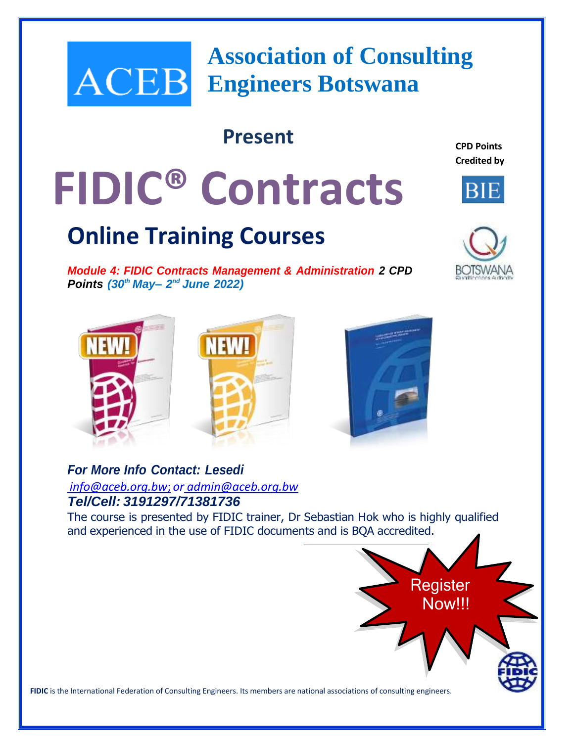# Association of Consulting Engineers Botswana

## Present

CPD Points Credited by

# FIDIC® Contracts

## Online Training Courses

***Module 4: FIDIC Contracts Management & Administration* 2 CPD Points *(30th May– 2nd June 2022)***

***For More Info Contact: Lesedi***

*info@aceb.org.bw; or admin@aceb.org.bw*

***Tel/Cell: 3191297/71381736***

The course is presented by FIDIC trainer, Dr Sebastian Hok who is highly qualified and experienced in the use of FIDIC documents and is BQA accredited.

Register Now!!!

**FIDIC** is the International Federation of Consulting Engineers. Its members are national associations of consulting engineers.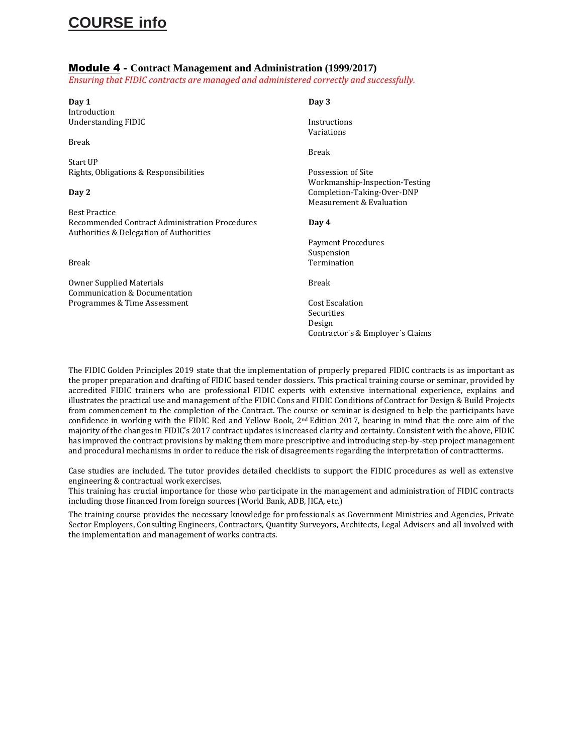# COURSE info

## Module 4 - Contract Management and Administration (1999/2017)

*Ensuring that FIDIC contracts are managed and administered correctly and successfully.*

**Day 1**

Introduction
Understanding FIDIC

Break

Start UP
Rights, Obligations & Responsibilities

**Day 2**

Best Practice
Recommended Contract Administration Procedures
Authorities & Delegation of Authorities

Break

Owner Supplied Materials
Communication & Documentation
Programmes & Time Assessment

**Day 3**

Instructions
Variations

Break

Possession of Site
Workmanship-Inspection-Testing
Completion-Taking-Over-DNP
Measurement & Evaluation

**Day 4**

Payment Procedures
Suspension
Termination

Break

Cost Escalation
Securities
Design
Contractor´s & Employer´s Claims

The FIDIC Golden Principles 2019 state that the implementation of properly prepared FIDIC contracts is as important as the proper preparation and drafting of FIDIC based tender dossiers. This practical training course or seminar, provided by accredited FIDIC trainers who are professional FIDIC experts with extensive international experience, explains and illustrates the practical use and management of the FIDIC Cons and FIDIC Conditions of Contract for Design & Build Projects from commencement to the completion of the Contract. The course or seminar is designed to help the participants have confidence in working with the FIDIC Red and Yellow Book, 2nd Edition 2017, bearing in mind that the core aim of the majority of the changes in FIDIC's 2017 contract updates is increased clarity and certainty. Consistent with the above, FIDIC has improved the contract provisions by making them more prescriptive and introducing step-by-step project management and procedural mechanisms in order to reduce the risk of disagreements regarding the interpretation of contractterms.

Case studies are included. The tutor provides detailed checklists to support the FIDIC procedures as well as extensive engineering & contractual work exercises.
This training has crucial importance for those who participate in the management and administration of FIDIC contracts including those financed from foreign sources (World Bank, ADB, JICA, etc.)

The training course provides the necessary knowledge for professionals as Government Ministries and Agencies, Private Sector Employers, Consulting Engineers, Contractors, Quantity Surveyors, Architects, Legal Advisers and all involved with the implementation and management of works contracts.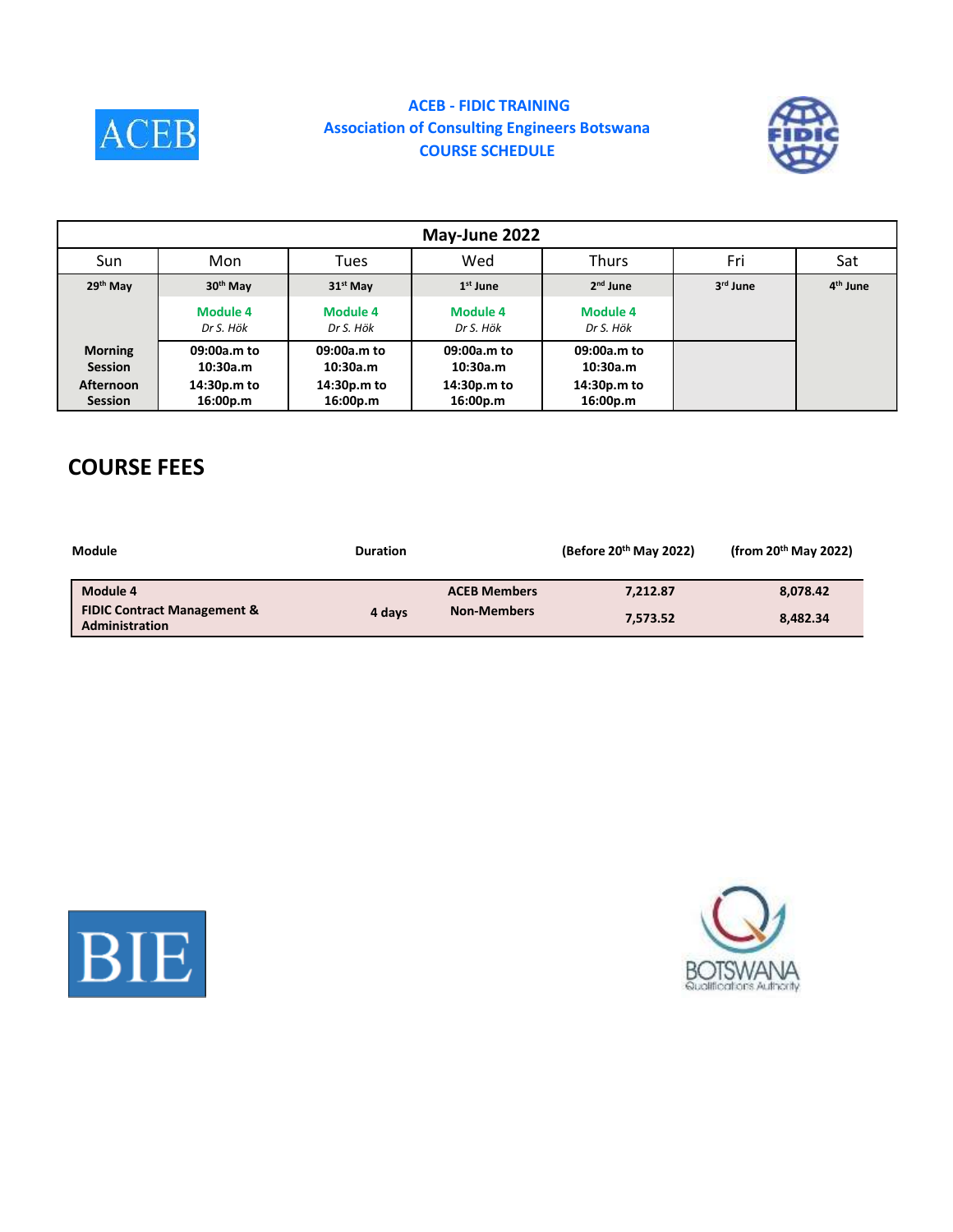# ACEB - FIDIC TRAINING

## Association of Consulting Engineers Botswana

## COURSE SCHEDULE

| May-June 2022 | | | | | | |
|---|---|---|---|---|---|---|
| Sun | Mon | Tues | Wed | Thurs | Fri | Sat |
| **29th May** | **30th May** | **31st May** | **1st June** | **2nd June** | **3rd June** | **4th June** |
| | **Module 4** *Dr S. Hök* | **Module 4** *Dr S. Hök* | **Module 4** *Dr S. Hök* | **Module 4** *Dr S. Hök* | | |
| **Morning Session** | **09:00a.m to 10:30a.m** | **09:00a.m to 10:30a.m** | **09:00a.m to 10:30a.m** | **09:00a.m to 10:30a.m** | | |
| **Afternoon Session** | **14:30p.m to 16:00p.m** | **14:30p.m to 16:00p.m** | **14:30p.m to 16:00p.m** | **14:30p.m to 16:00p.m** | | |

# COURSE FEES

| Module | Duration | | (Before 20th May 2022) | (from 20th May 2022) |
|---|---|---|---|---|
| **Module 4** **FIDIC Contract Management & Administration** | **4 days** | **ACEB Members** | **7,212.87** | **8,078.42** |
| | | **Non-Members** | **7,573.52** | **8,482.34** |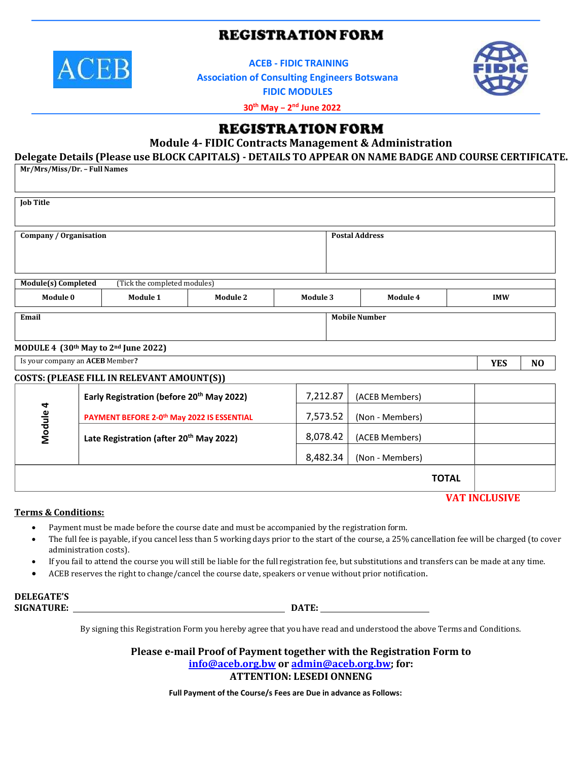# REGISTRATION FORM

**ACEB - FIDIC TRAINING**
**Association of Consulting Engineers Botswana**
**FIDIC MODULES**

**30th May – 2nd June 2022**

# REGISTRATION FORM

## Module 4- FIDIC Contracts Management & Administration

**Delegate Details (Please use BLOCK CAPITALS) - DETAILS TO APPEAR ON NAME BADGE AND COURSE CERTIFICATE.**

| **Mr/Mrs/Miss/Dr. – Full Names** |
|---|
| |

| **Job Title** |
|---|
| |

| **Company / Organisation** | **Postal Address** |
|---|---|
| | |

| **Module(s) Completed** (Tick the completed modules) | | | | | |
|---|---|---|---|---|---|
| **Module 0** | **Module 1** | **Module 2** | **Module 3** | **Module 4** | **IMW** |
| | | | | | |

| **Email** | **Mobile Number** |
|---|---|
| | |

**MODULE 4 (30th May to 2nd June 2022)**

| Is your company an **ACEB** Member? | **YES** | **NO** |
|---|---|---|

**COSTS: (PLEASE FILL IN RELEVANT AMOUNT(S))**

| | | | | |
|---|---|---|---|---|
| **Module 4** | **Early Registration (before 20th May 2022)** | 7,212.87 | (ACEB Members) | |
| | **PAYMENT BEFORE 2-0th May 2022 IS ESSENTIAL** | 7,573.52 | (Non - Members) | |
| | **Late Registration (after 20th May 2022)** | 8,078.42 | (ACEB Members) | |
| | | 8,482.34 | (Non - Members) | |
| | | | **TOTAL** | |

**VAT INCLUSIVE**

**Terms & Conditions:**

- Payment must be made before the course date and must be accompanied by the registration form.
- The full fee is payable, if you cancel less than 5 working days prior to the start of the course, a 25% cancellation fee will be charged (to cover administration costs).
- If you fail to attend the course you will still be liable for the full registration fee, but substitutions and transfers can be made at any time.
- ACEB reserves the right to change/cancel the course date, speakers or venue without prior notification.

**DELEGATE'S SIGNATURE:** ______________________ **DATE:** ______________

By signing this Registration Form you hereby agree that you have read and understood the above Terms and Conditions.

**Please e-mail Proof of Payment together with the Registration Form to info@aceb.org.bw or admin@aceb.org.bw; for:**
**ATTENTION: LESEDI ONNENG**

**Full Payment of the Course/s Fees are Due in advance as Follows:**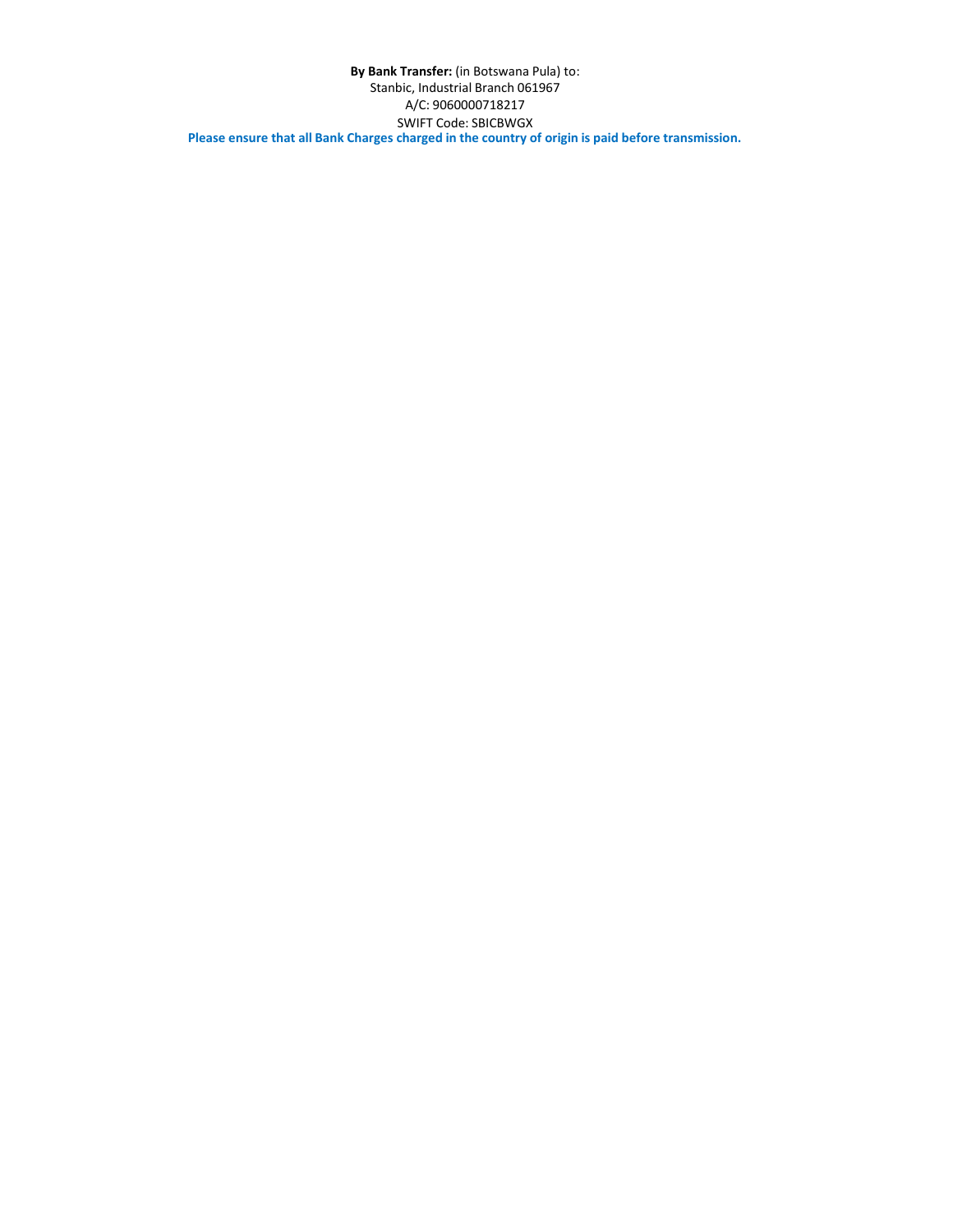**By Bank Transfer:** (in Botswana Pula) to:
Stanbic, Industrial Branch 061967
A/C: 9060000718217
SWIFT Code: SBICBWGX

**Please ensure that all Bank Charges charged in the country of origin is paid before transmission.**